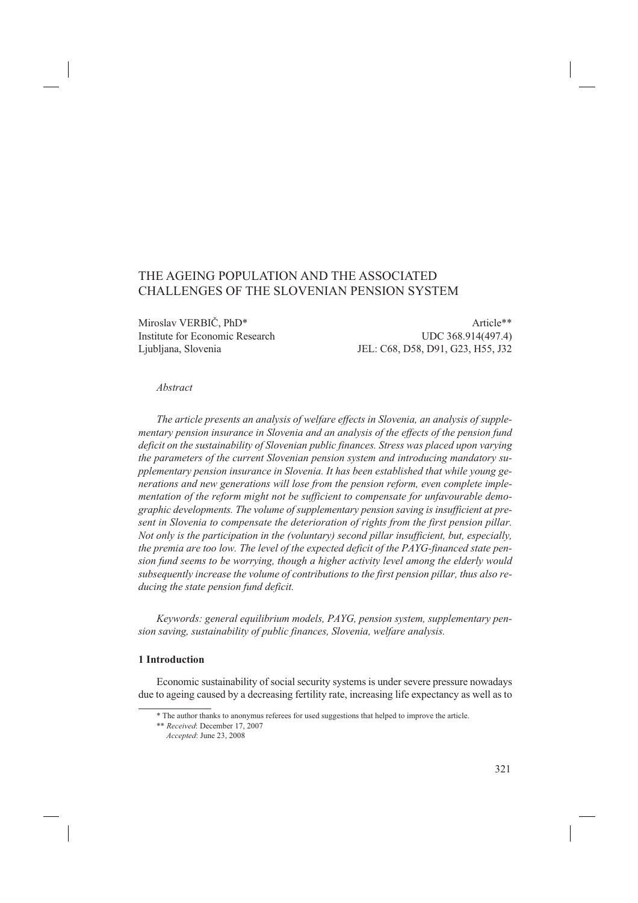# THE AGEING POPULATION AND THE ASSOCIATED CHALLENGES OF THE SLOVENIAN PENSION SYSTEM

Miroslav VERBIČ, PhD*
Institute for Economic Research
Ljubljana, Slovenia

Article**
UDC 368.914(497.4)
JEL: C68, D58, D91, G23, H55, J32

*Abstract*

*The article presents an analysis of welfare effects in Slovenia, an analysis of supplementary pension insurance in Slovenia and an analysis of the effects of the pension fund deficit on the sustainability of Slovenian public finances. Stress was placed upon varying the parameters of the current Slovenian pension system and introducing mandatory supplementary pension insurance in Slovenia. It has been established that while young generations and new generations will lose from the pension reform, even complete implementation of the reform might not be sufficient to compensate for unfavourable demographic developments. The volume of supplementary pension saving is insufficient at present in Slovenia to compensate the deterioration of rights from the first pension pillar. Not only is the participation in the (voluntary) second pillar insufficient, but, especially, the premia are too low. The level of the expected deficit of the PAYG-financed state pension fund seems to be worrying, though a higher activity level among the elderly would subsequently increase the volume of contributions to the first pension pillar, thus also reducing the state pension fund deficit.*

*Keywords: general equilibrium models, PAYG, pension system, supplementary pension saving, sustainability of public finances, Slovenia, welfare analysis.*

## 1 Introduction

Economic sustainability of social security systems is under severe pressure nowadays due to ageing caused by a decreasing fertility rate, increasing life expectancy as well as to

---

\* The author thanks to anonymus referees for used suggestions that helped to improve the article.

\*\* *Received*: December 17, 2007
*Accepted*: June 23, 2008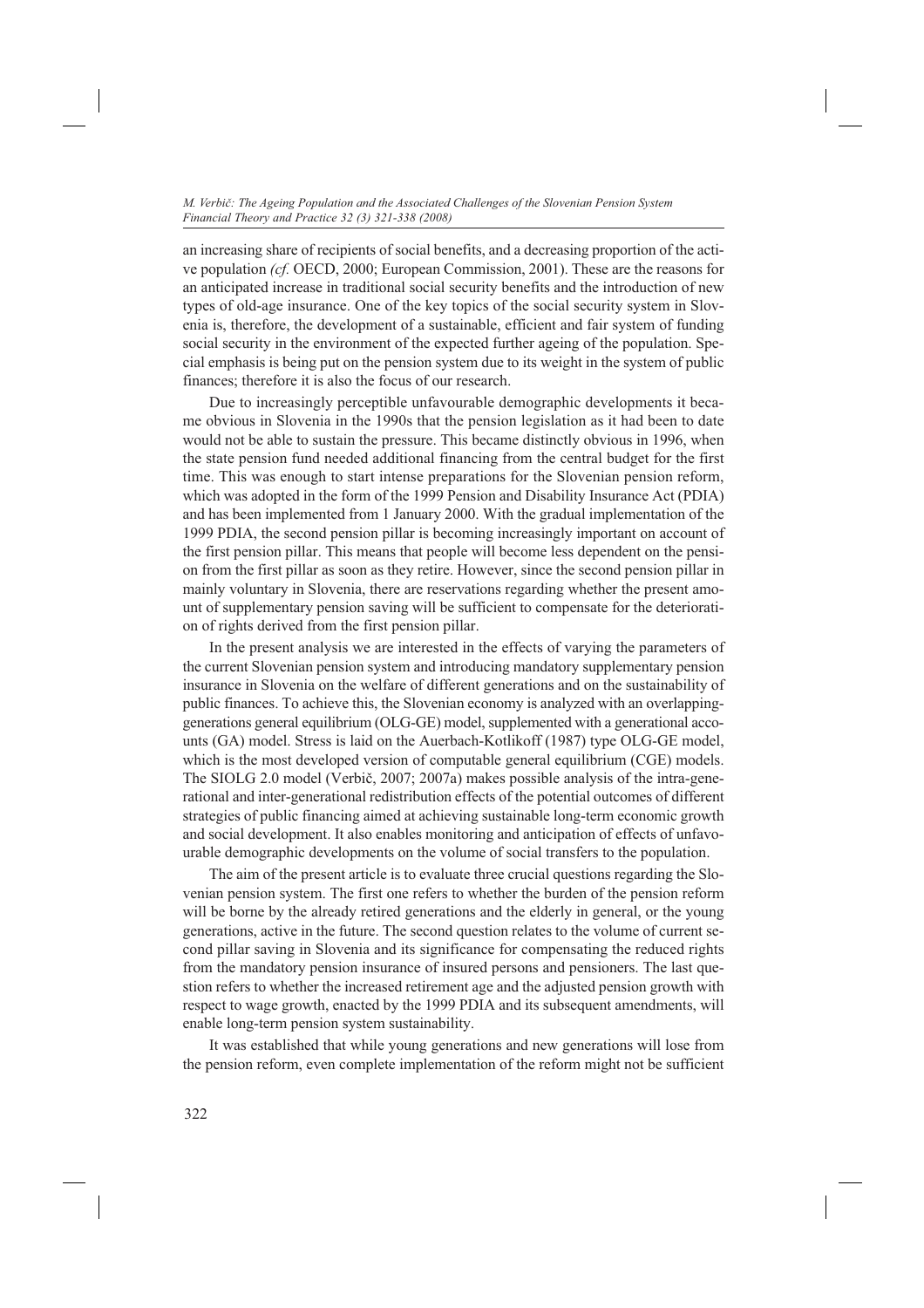an increasing share of recipients of social benefits, and a decreasing proportion of the active population *(cf.* OECD, 2000; European Commission, 2001). These are the reasons for an anticipated increase in traditional social security benefits and the introduction of new types of old-age insurance. One of the key topics of the social security system in Slovenia is, therefore, the development of a sustainable, efficient and fair system of funding social security in the environment of the expected further ageing of the population. Special emphasis is being put on the pension system due to its weight in the system of public finances; therefore it is also the focus of our research.

Due to increasingly perceptible unfavourable demographic developments it became obvious in Slovenia in the 1990s that the pension legislation as it had been to date would not be able to sustain the pressure. This became distinctly obvious in 1996, when the state pension fund needed additional financing from the central budget for the first time. This was enough to start intense preparations for the Slovenian pension reform, which was adopted in the form of the 1999 Pension and Disability Insurance Act (PDIA) and has been implemented from 1 January 2000. With the gradual implementation of the 1999 PDIA, the second pension pillar is becoming increasingly important on account of the first pension pillar. This means that people will become less dependent on the pension from the first pillar as soon as they retire. However, since the second pension pillar in mainly voluntary in Slovenia, there are reservations regarding whether the present amount of supplementary pension saving will be sufficient to compensate for the deterioration of rights derived from the first pension pillar.

In the present analysis we are interested in the effects of varying the parameters of the current Slovenian pension system and introducing mandatory supplementary pension insurance in Slovenia on the welfare of different generations and on the sustainability of public finances. To achieve this, the Slovenian economy is analyzed with an overlapping-generations general equilibrium (OLG-GE) model, supplemented with a generational accounts (GA) model. Stress is laid on the Auerbach-Kotlikoff (1987) type OLG-GE model, which is the most developed version of computable general equilibrium (CGE) models. The SIOLG 2.0 model (Verbič, 2007; 2007a) makes possible analysis of the intra-generational and inter-generational redistribution effects of the potential outcomes of different strategies of public financing aimed at achieving sustainable long-term economic growth and social development. It also enables monitoring and anticipation of effects of unfavourable demographic developments on the volume of social transfers to the population.

The aim of the present article is to evaluate three crucial questions regarding the Slovenian pension system. The first one refers to whether the burden of the pension reform will be borne by the already retired generations and the elderly in general, or the young generations, active in the future. The second question relates to the volume of current second pillar saving in Slovenia and its significance for compensating the reduced rights from the mandatory pension insurance of insured persons and pensioners. The last question refers to whether the increased retirement age and the adjusted pension growth with respect to wage growth, enacted by the 1999 PDIA and its subsequent amendments, will enable long-term pension system sustainability.

It was established that while young generations and new generations will lose from the pension reform, even complete implementation of the reform might not be sufficient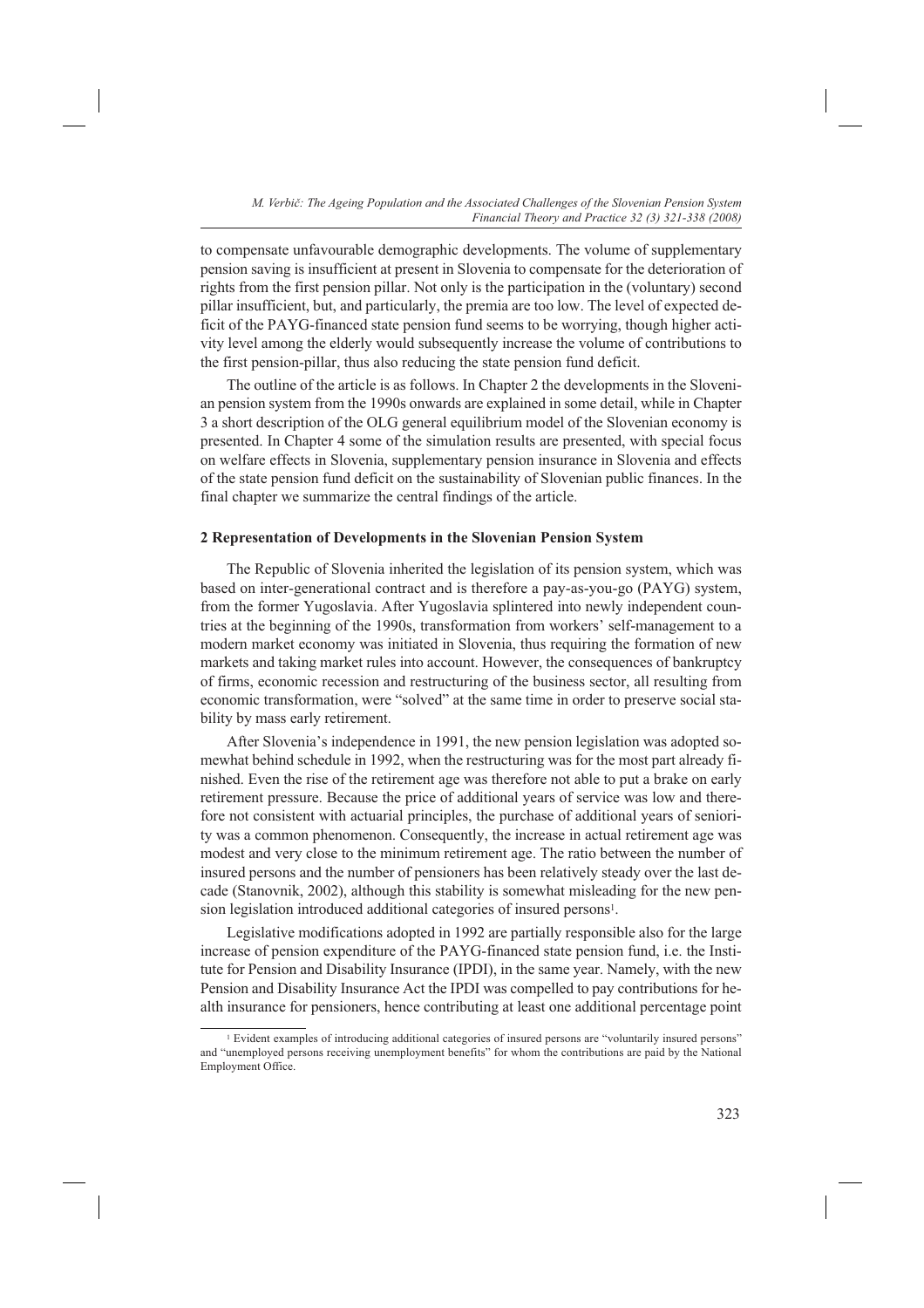to compensate unfavourable demographic developments. The volume of supplementary pension saving is insufficient at present in Slovenia to compensate for the deterioration of rights from the first pension pillar. Not only is the participation in the (voluntary) second pillar insufficient, but, and particularly, the premia are too low. The level of expected deficit of the PAYG-financed state pension fund seems to be worrying, though higher activity level among the elderly would subsequently increase the volume of contributions to the first pension-pillar, thus also reducing the state pension fund deficit.

The outline of the article is as follows. In Chapter 2 the developments in the Slovenian pension system from the 1990s onwards are explained in some detail, while in Chapter 3 a short description of the OLG general equilibrium model of the Slovenian economy is presented. In Chapter 4 some of the simulation results are presented, with special focus on welfare effects in Slovenia, supplementary pension insurance in Slovenia and effects of the state pension fund deficit on the sustainability of Slovenian public finances. In the final chapter we summarize the central findings of the article.

## 2 Representation of Developments in the Slovenian Pension System

The Republic of Slovenia inherited the legislation of its pension system, which was based on inter-generational contract and is therefore a pay-as-you-go (PAYG) system, from the former Yugoslavia. After Yugoslavia splintered into newly independent countries at the beginning of the 1990s, transformation from workers' self-management to a modern market economy was initiated in Slovenia, thus requiring the formation of new markets and taking market rules into account. However, the consequences of bankruptcy of firms, economic recession and restructuring of the business sector, all resulting from economic transformation, were "solved" at the same time in order to preserve social stability by mass early retirement.

After Slovenia's independence in 1991, the new pension legislation was adopted somewhat behind schedule in 1992, when the restructuring was for the most part already finished. Even the rise of the retirement age was therefore not able to put a brake on early retirement pressure. Because the price of additional years of service was low and therefore not consistent with actuarial principles, the purchase of additional years of seniority was a common phenomenon. Consequently, the increase in actual retirement age was modest and very close to the minimum retirement age. The ratio between the number of insured persons and the number of pensioners has been relatively steady over the last decade (Stanovnik, 2002), although this stability is somewhat misleading for the new pension legislation introduced additional categories of insured persons[1].

Legislative modifications adopted in 1992 are partially responsible also for the large increase of pension expenditure of the PAYG-financed state pension fund, i.e. the Institute for Pension and Disability Insurance (IPDI), in the same year. Namely, with the new Pension and Disability Insurance Act the IPDI was compelled to pay contributions for health insurance for pensioners, hence contributing at least one additional percentage point

[1] Evident examples of introducing additional categories of insured persons are "voluntarily insured persons" and "unemployed persons receiving unemployment benefits" for whom the contributions are paid by the National Employment Office.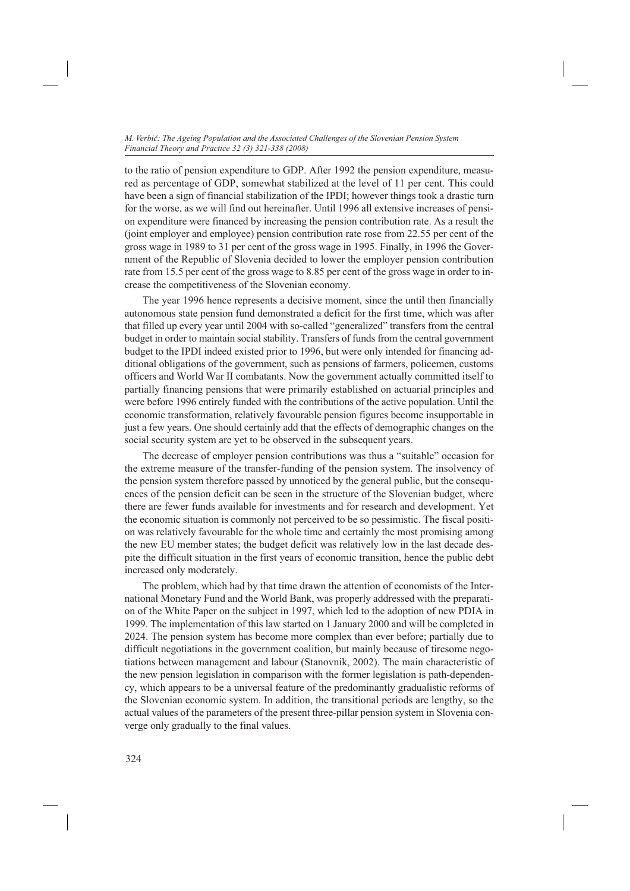to the ratio of pension expenditure to GDP. After 1992 the pension expenditure, measured as percentage of GDP, somewhat stabilized at the level of 11 per cent. This could have been a sign of financial stabilization of the IPDI; however things took a drastic turn for the worse, as we will find out hereinafter. Until 1996 all extensive increases of pension expenditure were financed by increasing the pension contribution rate. As a result the (joint employer and employee) pension contribution rate rose from 22.55 per cent of the gross wage in 1989 to 31 per cent of the gross wage in 1995. Finally, in 1996 the Government of the Republic of Slovenia decided to lower the employer pension contribution rate from 15.5 per cent of the gross wage to 8.85 per cent of the gross wage in order to increase the competitiveness of the Slovenian economy.

The year 1996 hence represents a decisive moment, since the until then financially autonomous state pension fund demonstrated a deficit for the first time, which was after that filled up every year until 2004 with so-called "generalized" transfers from the central budget in order to maintain social stability. Transfers of funds from the central government budget to the IPDI indeed existed prior to 1996, but were only intended for financing additional obligations of the government, such as pensions of farmers, policemen, customs officers and World War II combatants. Now the government actually committed itself to partially financing pensions that were primarily established on actuarial principles and were before 1996 entirely funded with the contributions of the active population. Until the economic transformation, relatively favourable pension figures become insupportable in just a few years. One should certainly add that the effects of demographic changes on the social security system are yet to be observed in the subsequent years.

The decrease of employer pension contributions was thus a "suitable" occasion for the extreme measure of the transfer-funding of the pension system. The insolvency of the pension system therefore passed by unnoticed by the general public, but the consequences of the pension deficit can be seen in the structure of the Slovenian budget, where there are fewer funds available for investments and for research and development. Yet the economic situation is commonly not perceived to be so pessimistic. The fiscal position was relatively favourable for the whole time and certainly the most promising among the new EU member states; the budget deficit was relatively low in the last decade despite the difficult situation in the first years of economic transition, hence the public debt increased only moderately.

The problem, which had by that time drawn the attention of economists of the International Monetary Fund and the World Bank, was properly addressed with the preparation of the White Paper on the subject in 1997, which led to the adoption of new PDIA in 1999. The implementation of this law started on 1 January 2000 and will be completed in 2024. The pension system has become more complex than ever before; partially due to difficult negotiations in the government coalition, but mainly because of tiresome negotiations between management and labour (Stanovnik, 2002). The main characteristic of the new pension legislation in comparison with the former legislation is path-dependency, which appears to be a universal feature of the predominantly gradualistic reforms of the Slovenian economic system. In addition, the transitional periods are lengthy, so the actual values of the parameters of the present three-pillar pension system in Slovenia converge only gradually to the final values.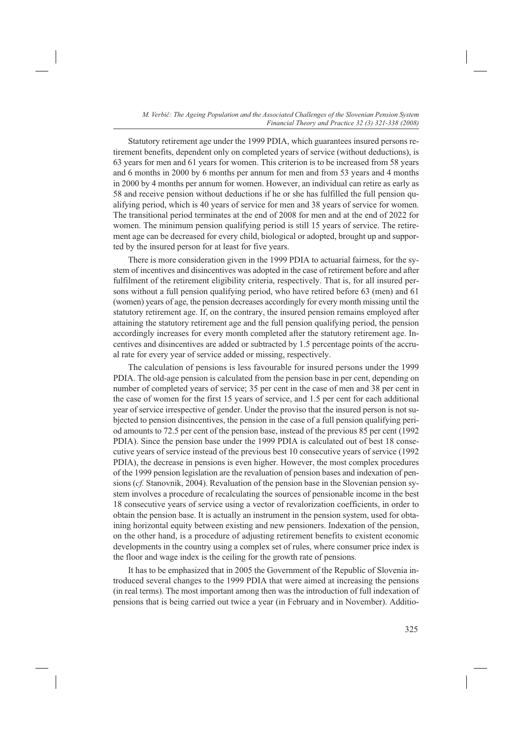Statutory retirement age under the 1999 PDIA, which guarantees insured persons retirement benefits, dependent only on completed years of service (without deductions), is 63 years for men and 61 years for women. This criterion is to be increased from 58 years and 6 months in 2000 by 6 months per annum for men and from 53 years and 4 months in 2000 by 4 months per annum for women. However, an individual can retire as early as 58 and receive pension without deductions if he or she has fulfilled the full pension qualifying period, which is 40 years of service for men and 38 years of service for women. The transitional period terminates at the end of 2008 for men and at the end of 2022 for women. The minimum pension qualifying period is still 15 years of service. The retirement age can be decreased for every child, biological or adopted, brought up and supported by the insured person for at least for five years.

There is more consideration given in the 1999 PDIA to actuarial fairness, for the system of incentives and disincentives was adopted in the case of retirement before and after fulfilment of the retirement eligibility criteria, respectively. That is, for all insured persons without a full pension qualifying period, who have retired before 63 (men) and 61 (women) years of age, the pension decreases accordingly for every month missing until the statutory retirement age. If, on the contrary, the insured pension remains employed after attaining the statutory retirement age and the full pension qualifying period, the pension accordingly increases for every month completed after the statutory retirement age. Incentives and disincentives are added or subtracted by 1.5 percentage points of the accrual rate for every year of service added or missing, respectively.

The calculation of pensions is less favourable for insured persons under the 1999 PDIA. The old-age pension is calculated from the pension base in per cent, depending on number of completed years of service; 35 per cent in the case of men and 38 per cent in the case of women for the first 15 years of service, and 1.5 per cent for each additional year of service irrespective of gender. Under the proviso that the insured person is not subjected to pension disincentives, the pension in the case of a full pension qualifying period amounts to 72.5 per cent of the pension base, instead of the previous 85 per cent (1992 PDIA). Since the pension base under the 1999 PDIA is calculated out of best 18 consecutive years of service instead of the previous best 10 consecutive years of service (1992 PDIA), the decrease in pensions is even higher. However, the most complex procedures of the 1999 pension legislation are the revaluation of pension bases and indexation of pensions (*cf.* Stanovnik, 2004). Revaluation of the pension base in the Slovenian pension system involves a procedure of recalculating the sources of pensionable income in the best 18 consecutive years of service using a vector of revalorization coefficients, in order to obtain the pension base. It is actually an instrument in the pension system, used for obtaining horizontal equity between existing and new pensioners. Indexation of the pension, on the other hand, is a procedure of adjusting retirement benefits to existent economic developments in the country using a complex set of rules, where consumer price index is the floor and wage index is the ceiling for the growth rate of pensions.

It has to be emphasized that in 2005 the Government of the Republic of Slovenia introduced several changes to the 1999 PDIA that were aimed at increasing the pensions (in real terms). The most important among then was the introduction of full indexation of pensions that is being carried out twice a year (in February and in November). Additio-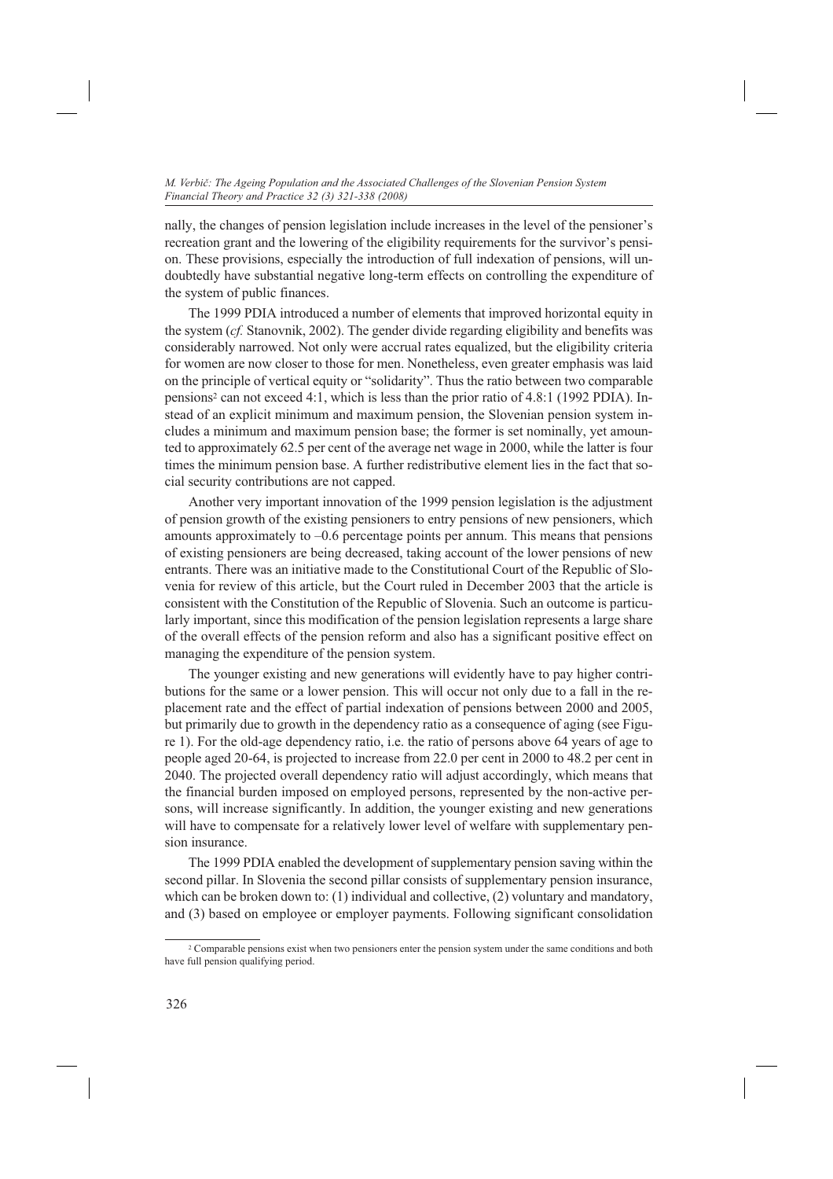nally, the changes of pension legislation include increases in the level of the pensioner's recreation grant and the lowering of the eligibility requirements for the survivor's pension. These provisions, especially the introduction of full indexation of pensions, will undoubtedly have substantial negative long-term effects on controlling the expenditure of the system of public finances.

The 1999 PDIA introduced a number of elements that improved horizontal equity in the system (*cf.* Stanovnik, 2002). The gender divide regarding eligibility and benefits was considerably narrowed. Not only were accrual rates equalized, but the eligibility criteria for women are now closer to those for men. Nonetheless, even greater emphasis was laid on the principle of vertical equity or "solidarity". Thus the ratio between two comparable pensions[2] can not exceed 4:1, which is less than the prior ratio of 4.8:1 (1992 PDIA). Instead of an explicit minimum and maximum pension, the Slovenian pension system includes a minimum and maximum pension base; the former is set nominally, yet amounted to approximately 62.5 per cent of the average net wage in 2000, while the latter is four times the minimum pension base. A further redistributive element lies in the fact that social security contributions are not capped.

Another very important innovation of the 1999 pension legislation is the adjustment of pension growth of the existing pensioners to entry pensions of new pensioners, which amounts approximately to –0.6 percentage points per annum. This means that pensions of existing pensioners are being decreased, taking account of the lower pensions of new entrants. There was an initiative made to the Constitutional Court of the Republic of Slovenia for review of this article, but the Court ruled in December 2003 that the article is consistent with the Constitution of the Republic of Slovenia. Such an outcome is particularly important, since this modification of the pension legislation represents a large share of the overall effects of the pension reform and also has a significant positive effect on managing the expenditure of the pension system.

The younger existing and new generations will evidently have to pay higher contributions for the same or a lower pension. This will occur not only due to a fall in the replacement rate and the effect of partial indexation of pensions between 2000 and 2005, but primarily due to growth in the dependency ratio as a consequence of aging (see Figure 1). For the old-age dependency ratio, i.e. the ratio of persons above 64 years of age to people aged 20-64, is projected to increase from 22.0 per cent in 2000 to 48.2 per cent in 2040. The projected overall dependency ratio will adjust accordingly, which means that the financial burden imposed on employed persons, represented by the non-active persons, will increase significantly. In addition, the younger existing and new generations will have to compensate for a relatively lower level of welfare with supplementary pension insurance.

The 1999 PDIA enabled the development of supplementary pension saving within the second pillar. In Slovenia the second pillar consists of supplementary pension insurance, which can be broken down to: (1) individual and collective, (2) voluntary and mandatory, and (3) based on employee or employer payments. Following significant consolidation

[2] Comparable pensions exist when two pensioners enter the pension system under the same conditions and both have full pension qualifying period.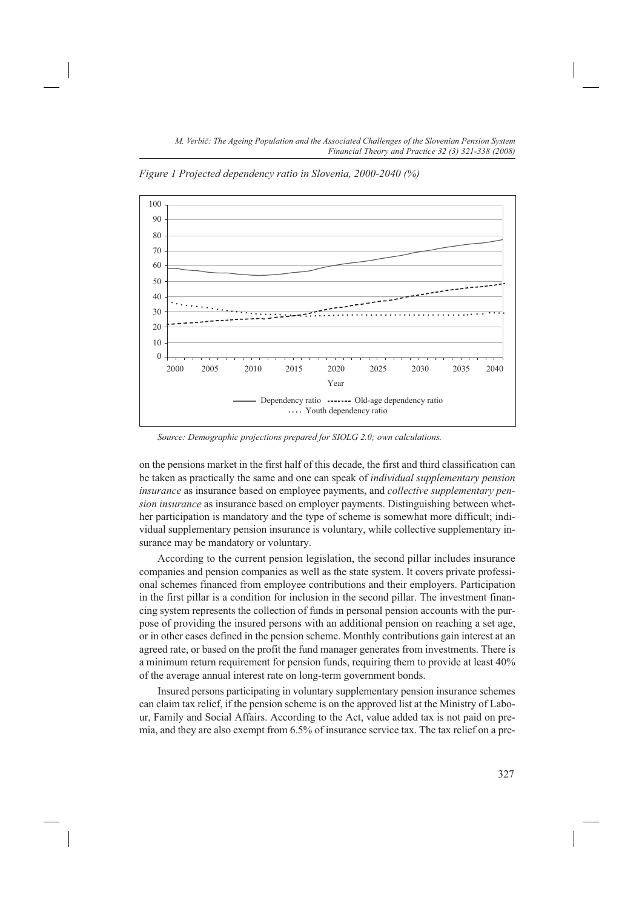*Figure 1 Projected dependency ratio in Slovenia, 2000-2040 (%)*

*Source: Demographic projections prepared for SIOLG 2.0; own calculations.*

on the pensions market in the first half of this decade, the first and third classification can be taken as practically the same and one can speak of *individual supplementary pension insurance* as insurance based on employee payments, and *collective supplementary pension insurance* as insurance based on employer payments. Distinguishing between whether participation is mandatory and the type of scheme is somewhat more difficult; individual supplementary pension insurance is voluntary, while collective supplementary insurance may be mandatory or voluntary.

According to the current pension legislation, the second pillar includes insurance companies and pension companies as well as the state system. It covers private professional schemes financed from employee contributions and their employers. Participation in the first pillar is a condition for inclusion in the second pillar. The investment financing system represents the collection of funds in personal pension accounts with the purpose of providing the insured persons with an additional pension on reaching a set age, or in other cases defined in the pension scheme. Monthly contributions gain interest at an agreed rate, or based on the profit the fund manager generates from investments. There is a minimum return requirement for pension funds, requiring them to provide at least 40% of the average annual interest rate on long-term government bonds.

Insured persons participating in voluntary supplementary pension insurance schemes can claim tax relief, if the pension scheme is on the approved list at the Ministry of Labour, Family and Social Affairs. According to the Act, value added tax is not paid on premia, and they are also exempt from 6.5% of insurance service tax. The tax relief on a pre-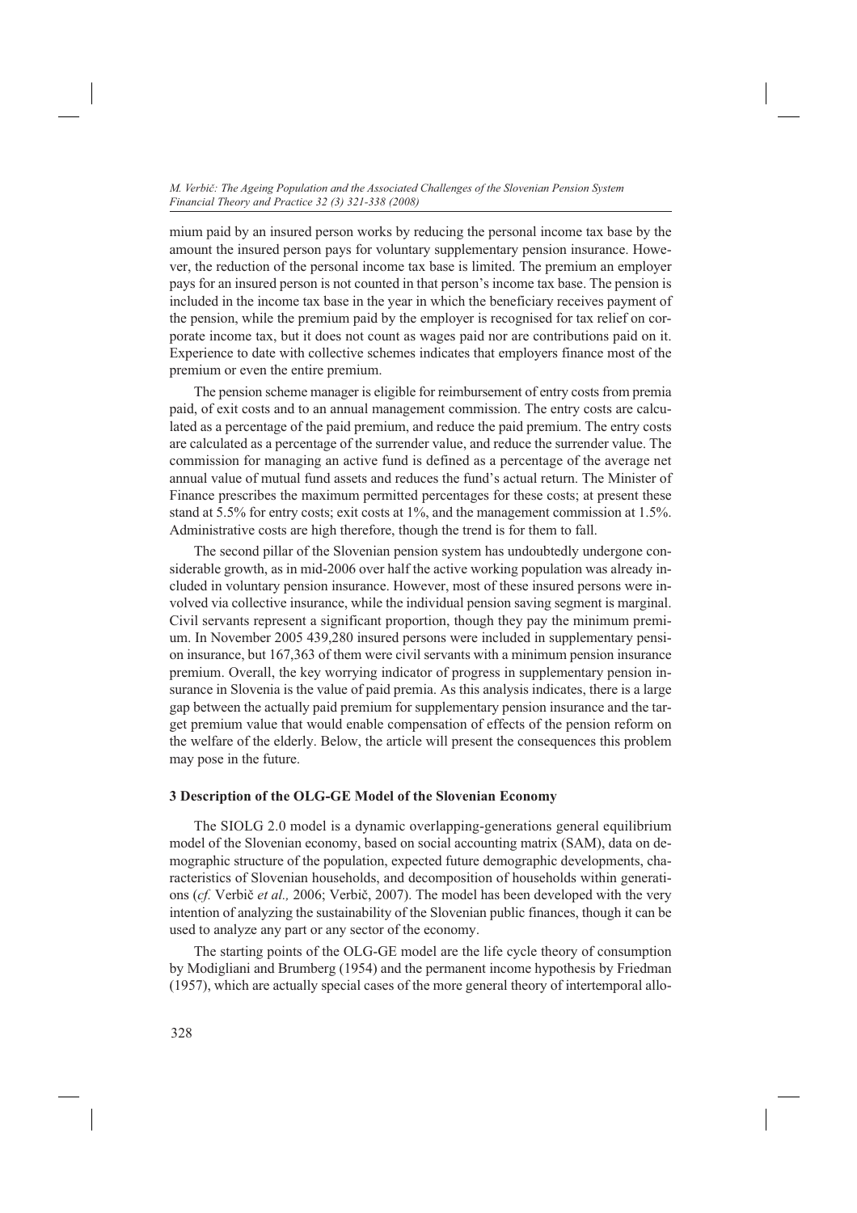mium paid by an insured person works by reducing the personal income tax base by the amount the insured person pays for voluntary supplementary pension insurance. However, the reduction of the personal income tax base is limited. The premium an employer pays for an insured person is not counted in that person's income tax base. The pension is included in the income tax base in the year in which the beneficiary receives payment of the pension, while the premium paid by the employer is recognised for tax relief on corporate income tax, but it does not count as wages paid nor are contributions paid on it. Experience to date with collective schemes indicates that employers finance most of the premium or even the entire premium.

The pension scheme manager is eligible for reimbursement of entry costs from premia paid, of exit costs and to an annual management commission. The entry costs are calculated as a percentage of the paid premium, and reduce the paid premium. The entry costs are calculated as a percentage of the surrender value, and reduce the surrender value. The commission for managing an active fund is defined as a percentage of the average net annual value of mutual fund assets and reduces the fund's actual return. The Minister of Finance prescribes the maximum permitted percentages for these costs; at present these stand at 5.5% for entry costs; exit costs at 1%, and the management commission at 1.5%. Administrative costs are high therefore, though the trend is for them to fall.

The second pillar of the Slovenian pension system has undoubtedly undergone considerable growth, as in mid-2006 over half the active working population was already included in voluntary pension insurance. However, most of these insured persons were involved via collective insurance, while the individual pension saving segment is marginal. Civil servants represent a significant proportion, though they pay the minimum premium. In November 2005 439,280 insured persons were included in supplementary pension insurance, but 167,363 of them were civil servants with a minimum pension insurance premium. Overall, the key worrying indicator of progress in supplementary pension insurance in Slovenia is the value of paid premia. As this analysis indicates, there is a large gap between the actually paid premium for supplementary pension insurance and the target premium value that would enable compensation of effects of the pension reform on the welfare of the elderly. Below, the article will present the consequences this problem may pose in the future.

## 3 Description of the OLG-GE Model of the Slovenian Economy

The SIOLG 2.0 model is a dynamic overlapping-generations general equilibrium model of the Slovenian economy, based on social accounting matrix (SAM), data on demographic structure of the population, expected future demographic developments, characteristics of Slovenian households, and decomposition of households within generations (*cf.* Verbič *et al.,* 2006; Verbič, 2007). The model has been developed with the very intention of analyzing the sustainability of the Slovenian public finances, though it can be used to analyze any part or any sector of the economy.

The starting points of the OLG-GE model are the life cycle theory of consumption by Modigliani and Brumberg (1954) and the permanent income hypothesis by Friedman (1957), which are actually special cases of the more general theory of intertemporal allo-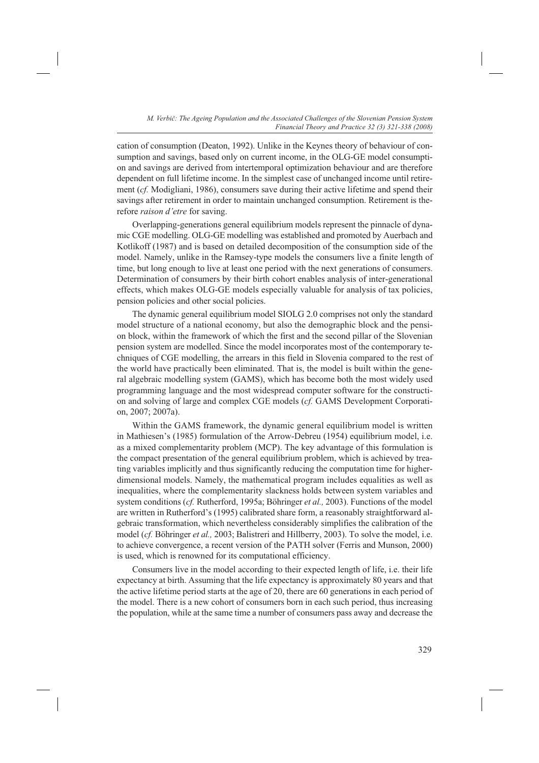cation of consumption (Deaton, 1992). Unlike in the Keynes theory of behaviour of consumption and savings, based only on current income, in the OLG-GE model consumption and savings are derived from intertemporal optimization behaviour and are therefore dependent on full lifetime income. In the simplest case of unchanged income until retirement (*cf.* Modigliani, 1986), consumers save during their active lifetime and spend their savings after retirement in order to maintain unchanged consumption. Retirement is therefore *raison d'etre* for saving.

Overlapping-generations general equilibrium models represent the pinnacle of dynamic CGE modelling. OLG-GE modelling was established and promoted by Auerbach and Kotlikoff (1987) and is based on detailed decomposition of the consumption side of the model. Namely, unlike in the Ramsey-type models the consumers live a finite length of time, but long enough to live at least one period with the next generations of consumers. Determination of consumers by their birth cohort enables analysis of inter-generational effects, which makes OLG-GE models especially valuable for analysis of tax policies, pension policies and other social policies.

The dynamic general equilibrium model SIOLG 2.0 comprises not only the standard model structure of a national economy, but also the demographic block and the pension block, within the framework of which the first and the second pillar of the Slovenian pension system are modelled. Since the model incorporates most of the contemporary techniques of CGE modelling, the arrears in this field in Slovenia compared to the rest of the world have practically been eliminated. That is, the model is built within the general algebraic modelling system (GAMS), which has become both the most widely used programming language and the most widespread computer software for the construction and solving of large and complex CGE models (*cf.* GAMS Development Corporation, 2007; 2007a).

Within the GAMS framework, the dynamic general equilibrium model is written in Mathiesen's (1985) formulation of the Arrow-Debreu (1954) equilibrium model, i.e. as a mixed complementarity problem (MCP). The key advantage of this formulation is the compact presentation of the general equilibrium problem, which is achieved by treating variables implicitly and thus significantly reducing the computation time for higher-dimensional models. Namely, the mathematical program includes equalities as well as inequalities, where the complementarity slackness holds between system variables and system conditions (*cf.* Rutherford, 1995a; Böhringer *et al.,* 2003). Functions of the model are written in Rutherford's (1995) calibrated share form, a reasonably straightforward algebraic transformation, which nevertheless considerably simplifies the calibration of the model (*cf.* Böhringer *et al.,* 2003; Balistreri and Hillberry, 2003). To solve the model, i.e. to achieve convergence, a recent version of the PATH solver (Ferris and Munson, 2000) is used, which is renowned for its computational efficiency.

Consumers live in the model according to their expected length of life, i.e. their life expectancy at birth. Assuming that the life expectancy is approximately 80 years and that the active lifetime period starts at the age of 20, there are 60 generations in each period of the model. There is a new cohort of consumers born in each such period, thus increasing the population, while at the same time a number of consumers pass away and decrease the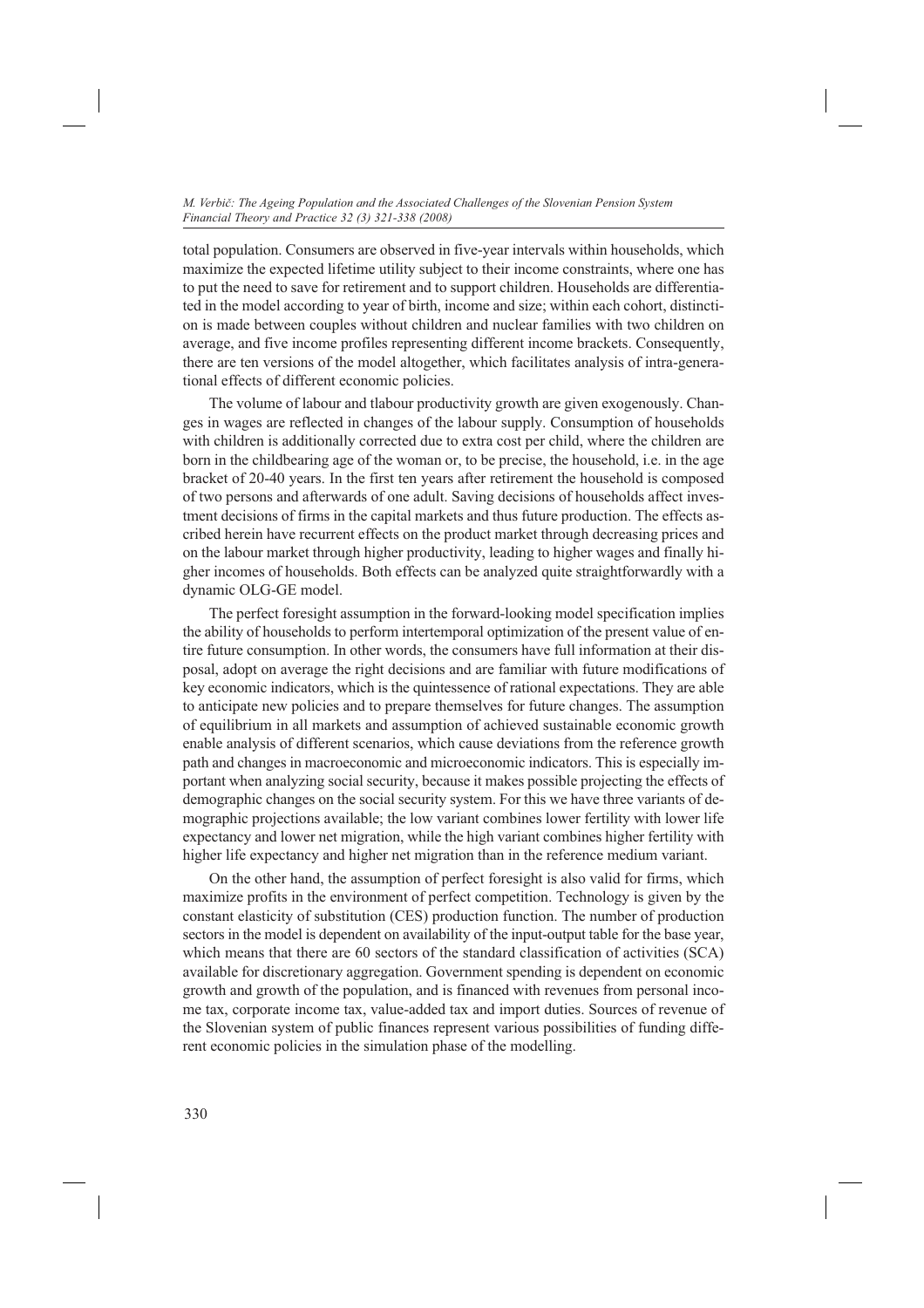total population. Consumers are observed in five-year intervals within households, which maximize the expected lifetime utility subject to their income constraints, where one has to put the need to save for retirement and to support children. Households are differentiated in the model according to year of birth, income and size; within each cohort, distinction is made between couples without children and nuclear families with two children on average, and five income profiles representing different income brackets. Consequently, there are ten versions of the model altogether, which facilitates analysis of intra-generational effects of different economic policies.

The volume of labour and tlabour productivity growth are given exogenously. Changes in wages are reflected in changes of the labour supply. Consumption of households with children is additionally corrected due to extra cost per child, where the children are born in the childbearing age of the woman or, to be precise, the household, i.e. in the age bracket of 20-40 years. In the first ten years after retirement the household is composed of two persons and afterwards of one adult. Saving decisions of households affect investment decisions of firms in the capital markets and thus future production. The effects ascribed herein have recurrent effects on the product market through decreasing prices and on the labour market through higher productivity, leading to higher wages and finally higher incomes of households. Both effects can be analyzed quite straightforwardly with a dynamic OLG-GE model.

The perfect foresight assumption in the forward-looking model specification implies the ability of households to perform intertemporal optimization of the present value of entire future consumption. In other words, the consumers have full information at their disposal, adopt on average the right decisions and are familiar with future modifications of key economic indicators, which is the quintessence of rational expectations. They are able to anticipate new policies and to prepare themselves for future changes. The assumption of equilibrium in all markets and assumption of achieved sustainable economic growth enable analysis of different scenarios, which cause deviations from the reference growth path and changes in macroeconomic and microeconomic indicators. This is especially important when analyzing social security, because it makes possible projecting the effects of demographic changes on the social security system. For this we have three variants of demographic projections available; the low variant combines lower fertility with lower life expectancy and lower net migration, while the high variant combines higher fertility with higher life expectancy and higher net migration than in the reference medium variant.

On the other hand, the assumption of perfect foresight is also valid for firms, which maximize profits in the environment of perfect competition. Technology is given by the constant elasticity of substitution (CES) production function. The number of production sectors in the model is dependent on availability of the input-output table for the base year, which means that there are 60 sectors of the standard classification of activities (SCA) available for discretionary aggregation. Government spending is dependent on economic growth and growth of the population, and is financed with revenues from personal income tax, corporate income tax, value-added tax and import duties. Sources of revenue of the Slovenian system of public finances represent various possibilities of funding different economic policies in the simulation phase of the modelling.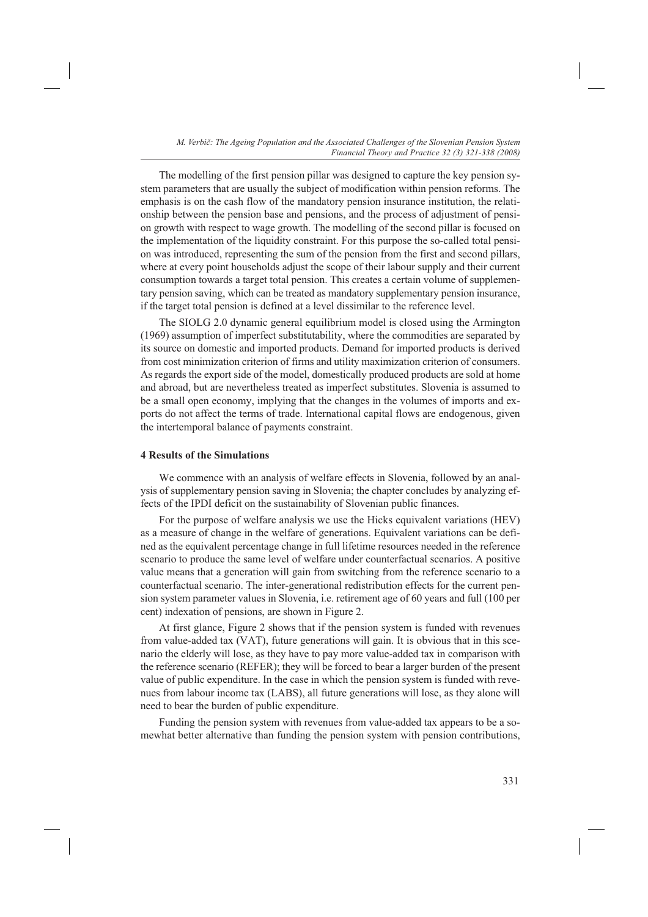The modelling of the first pension pillar was designed to capture the key pension system parameters that are usually the subject of modification within pension reforms. The emphasis is on the cash flow of the mandatory pension insurance institution, the relationship between the pension base and pensions, and the process of adjustment of pension growth with respect to wage growth. The modelling of the second pillar is focused on the implementation of the liquidity constraint. For this purpose the so-called total pension was introduced, representing the sum of the pension from the first and second pillars, where at every point households adjust the scope of their labour supply and their current consumption towards a target total pension. This creates a certain volume of supplementary pension saving, which can be treated as mandatory supplementary pension insurance, if the target total pension is defined at a level dissimilar to the reference level.

The SIOLG 2.0 dynamic general equilibrium model is closed using the Armington (1969) assumption of imperfect substitutability, where the commodities are separated by its source on domestic and imported products. Demand for imported products is derived from cost minimization criterion of firms and utility maximization criterion of consumers. As regards the export side of the model, domestically produced products are sold at home and abroad, but are nevertheless treated as imperfect substitutes. Slovenia is assumed to be a small open economy, implying that the changes in the volumes of imports and exports do not affect the terms of trade. International capital flows are endogenous, given the intertemporal balance of payments constraint.

## 4 Results of the Simulations

We commence with an analysis of welfare effects in Slovenia, followed by an analysis of supplementary pension saving in Slovenia; the chapter concludes by analyzing effects of the IPDI deficit on the sustainability of Slovenian public finances.

For the purpose of welfare analysis we use the Hicks equivalent variations (HEV) as a measure of change in the welfare of generations. Equivalent variations can be defined as the equivalent percentage change in full lifetime resources needed in the reference scenario to produce the same level of welfare under counterfactual scenarios. A positive value means that a generation will gain from switching from the reference scenario to a counterfactual scenario. The inter-generational redistribution effects for the current pension system parameter values in Slovenia, i.e. retirement age of 60 years and full (100 per cent) indexation of pensions, are shown in Figure 2.

At first glance, Figure 2 shows that if the pension system is funded with revenues from value-added tax (VAT), future generations will gain. It is obvious that in this scenario the elderly will lose, as they have to pay more value-added tax in comparison with the reference scenario (REFER); they will be forced to bear a larger burden of the present value of public expenditure. In the case in which the pension system is funded with revenues from labour income tax (LABS), all future generations will lose, as they alone will need to bear the burden of public expenditure.

Funding the pension system with revenues from value-added tax appears to be a somewhat better alternative than funding the pension system with pension contributions,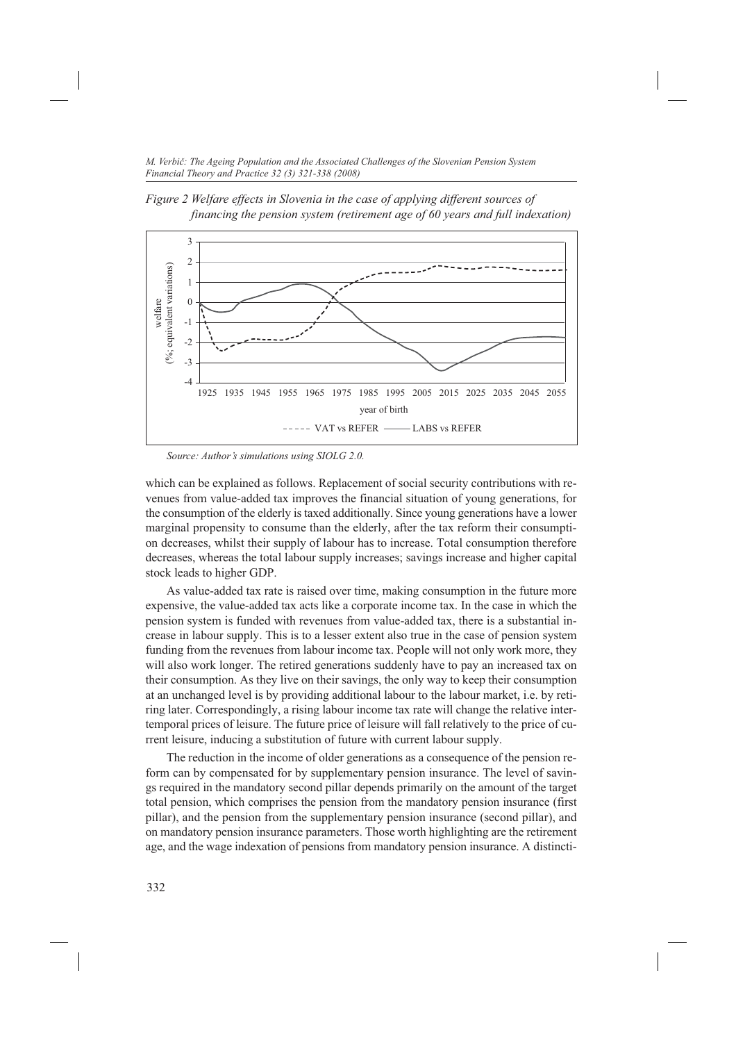*Figure 2 Welfare effects in Slovenia in the case of applying different sources of financing the pension system (retirement age of 60 years and full indexation)*

*Source: Author's simulations using SIOLG 2.0.*

which can be explained as follows. Replacement of social security contributions with revenues from value-added tax improves the financial situation of young generations, for the consumption of the elderly is taxed additionally. Since young generations have a lower marginal propensity to consume than the elderly, after the tax reform their consumption decreases, whilst their supply of labour has to increase. Total consumption therefore decreases, whereas the total labour supply increases; savings increase and higher capital stock leads to higher GDP.

As value-added tax rate is raised over time, making consumption in the future more expensive, the value-added tax acts like a corporate income tax. In the case in which the pension system is funded with revenues from value-added tax, there is a substantial increase in labour supply. This is to a lesser extent also true in the case of pension system funding from the revenues from labour income tax. People will not only work more, they will also work longer. The retired generations suddenly have to pay an increased tax on their consumption. As they live on their savings, the only way to keep their consumption at an unchanged level is by providing additional labour to the labour market, i.e. by retiring later. Correspondingly, a rising labour income tax rate will change the relative intertemporal prices of leisure. The future price of leisure will fall relatively to the price of current leisure, inducing a substitution of future with current labour supply.

The reduction in the income of older generations as a consequence of the pension reform can by compensated for by supplementary pension insurance. The level of savings required in the mandatory second pillar depends primarily on the amount of the target total pension, which comprises the pension from the mandatory pension insurance (first pillar), and the pension from the supplementary pension insurance (second pillar), and on mandatory pension insurance parameters. Those worth highlighting are the retirement age, and the wage indexation of pensions from mandatory pension insurance. A distincti-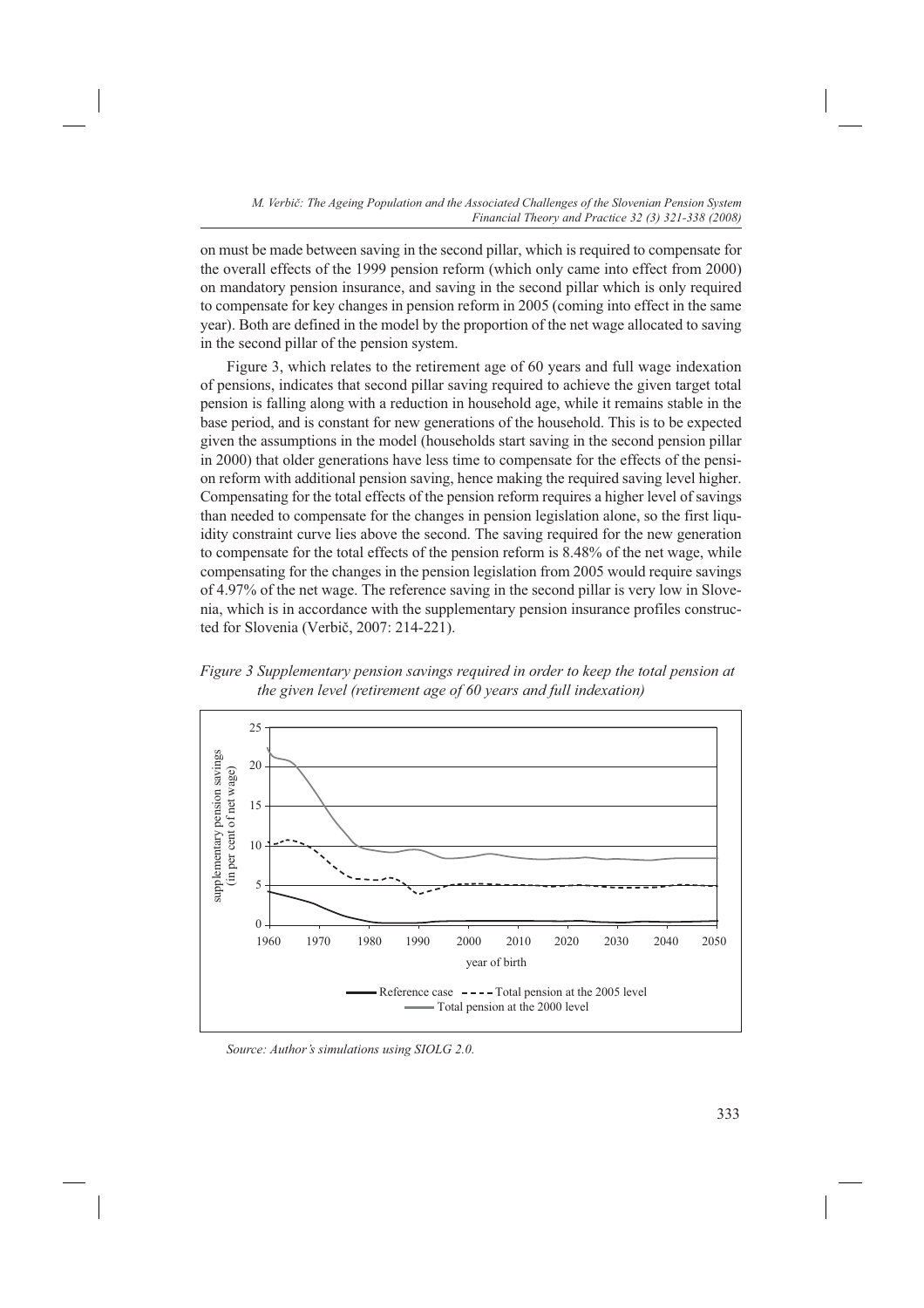on must be made between saving in the second pillar, which is required to compensate for the overall effects of the 1999 pension reform (which only came into effect from 2000) on mandatory pension insurance, and saving in the second pillar which is only required to compensate for key changes in pension reform in 2005 (coming into effect in the same year). Both are defined in the model by the proportion of the net wage allocated to saving in the second pillar of the pension system.

Figure 3, which relates to the retirement age of 60 years and full wage indexation of pensions, indicates that second pillar saving required to achieve the given target total pension is falling along with a reduction in household age, while it remains stable in the base period, and is constant for new generations of the household. This is to be expected given the assumptions in the model (households start saving in the second pension pillar in 2000) that older generations have less time to compensate for the effects of the pension reform with additional pension saving, hence making the required saving level higher. Compensating for the total effects of the pension reform requires a higher level of savings than needed to compensate for the changes in pension legislation alone, so the first liquidity constraint curve lies above the second. The saving required for the new generation to compensate for the total effects of the pension reform is 8.48% of the net wage, while compensating for the changes in the pension legislation from 2005 would require savings of 4.97% of the net wage. The reference saving in the second pillar is very low in Slovenia, which is in accordance with the supplementary pension insurance profiles constructed for Slovenia (Verbič, 2007: 214-221).

*Figure 3 Supplementary pension savings required in order to keep the total pension at the given level (retirement age of 60 years and full indexation)*

*Source: Author's simulations using SIOLG 2.0.*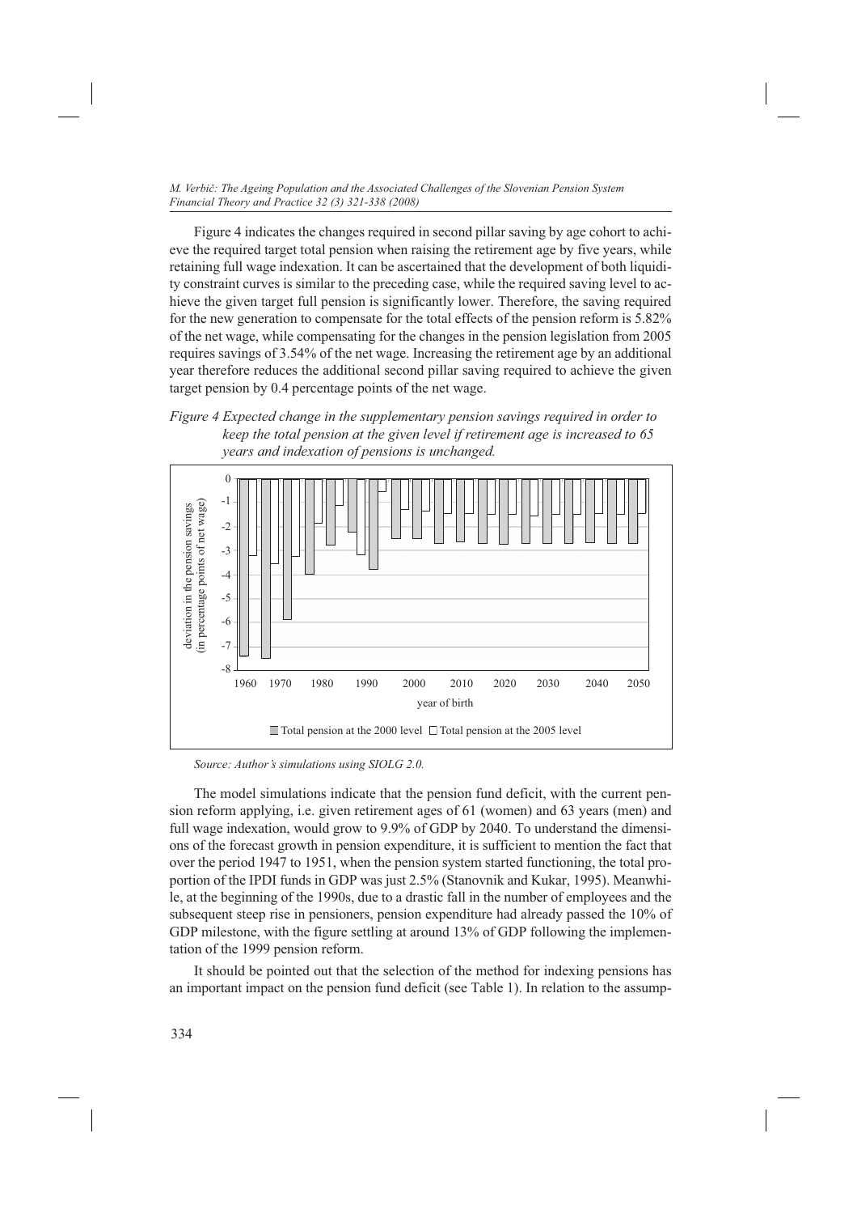Figure 4 indicates the changes required in second pillar saving by age cohort to achieve the required target total pension when raising the retirement age by five years, while retaining full wage indexation. It can be ascertained that the development of both liquidity constraint curves is similar to the preceding case, while the required saving level to achieve the given target full pension is significantly lower. Therefore, the saving required for the new generation to compensate for the total effects of the pension reform is 5.82% of the net wage, while compensating for the changes in the pension legislation from 2005 requires savings of 3.54% of the net wage. Increasing the retirement age by an additional year therefore reduces the additional second pillar saving required to achieve the given target pension by 0.4 percentage points of the net wage.

*Figure 4 Expected change in the supplementary pension savings required in order to keep the total pension at the given level if retirement age is increased to 65 years and indexation of pensions is unchanged.*

*Source: Author's simulations using SIOLG 2.0.*

The model simulations indicate that the pension fund deficit, with the current pension reform applying, i.e. given retirement ages of 61 (women) and 63 years (men) and full wage indexation, would grow to 9.9% of GDP by 2040. To understand the dimensions of the forecast growth in pension expenditure, it is sufficient to mention the fact that over the period 1947 to 1951, when the pension system started functioning, the total proportion of the IPDI funds in GDP was just 2.5% (Stanovnik and Kukar, 1995). Meanwhile, at the beginning of the 1990s, due to a drastic fall in the number of employees and the subsequent steep rise in pensioners, pension expenditure had already passed the 10% of GDP milestone, with the figure settling at around 13% of GDP following the implementation of the 1999 pension reform.

It should be pointed out that the selection of the method for indexing pensions has an important impact on the pension fund deficit (see Table 1). In relation to the assump-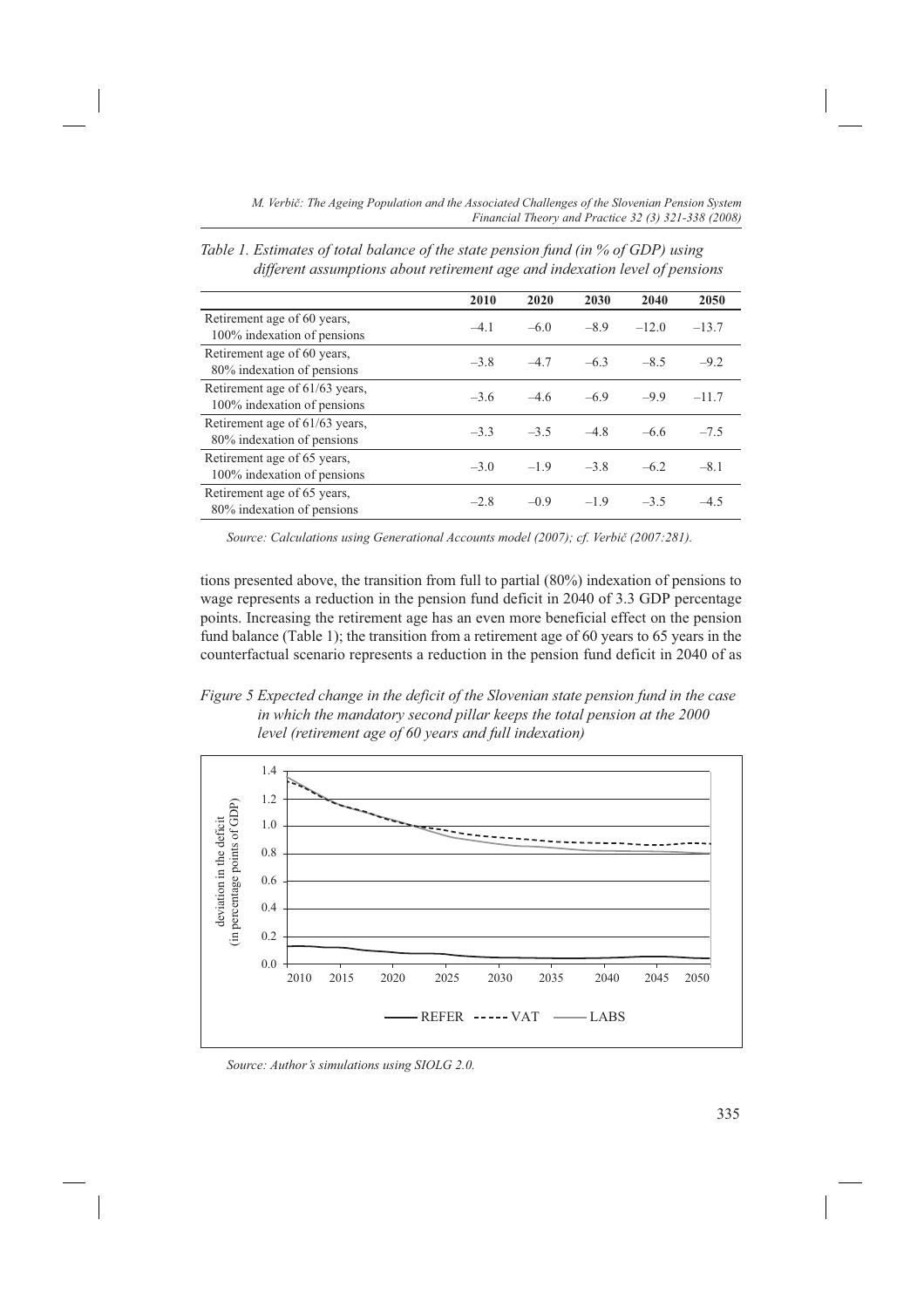*Table 1. Estimates of total balance of the state pension fund (in % of GDP) using different assumptions about retirement age and indexation level of pensions*

| | 2010 | 2020 | 2030 | 2040 | 2050 |
|---|---|---|---|---|---|
| Retirement age of 60 years, 100% indexation of pensions | –4.1 | –6.0 | –8.9 | –12.0 | –13.7 |
| Retirement age of 60 years, 80% indexation of pensions | –3.8 | –4.7 | –6.3 | –8.5 | –9.2 |
| Retirement age of 61/63 years, 100% indexation of pensions | –3.6 | –4.6 | –6.9 | –9.9 | –11.7 |
| Retirement age of 61/63 years, 80% indexation of pensions | –3.3 | –3.5 | –4.8 | –6.6 | –7.5 |
| Retirement age of 65 years, 100% indexation of pensions | –3.0 | –1.9 | –3.8 | –6.2 | –8.1 |
| Retirement age of 65 years, 80% indexation of pensions | –2.8 | –0.9 | –1.9 | –3.5 | –4.5 |

*Source: Calculations using Generational Accounts model (2007); cf. Verbič (2007:281).*

tions presented above, the transition from full to partial (80%) indexation of pensions to wage represents a reduction in the pension fund deficit in 2040 of 3.3 GDP percentage points. Increasing the retirement age has an even more beneficial effect on the pension fund balance (Table 1); the transition from a retirement age of 60 years to 65 years in the counterfactual scenario represents a reduction in the pension fund deficit in 2040 of as

*Figure 5 Expected change in the deficit of the Slovenian state pension fund in the case in which the mandatory second pillar keeps the total pension at the 2000 level (retirement age of 60 years and full indexation)*

*Source: Author's simulations using SIOLG 2.0.*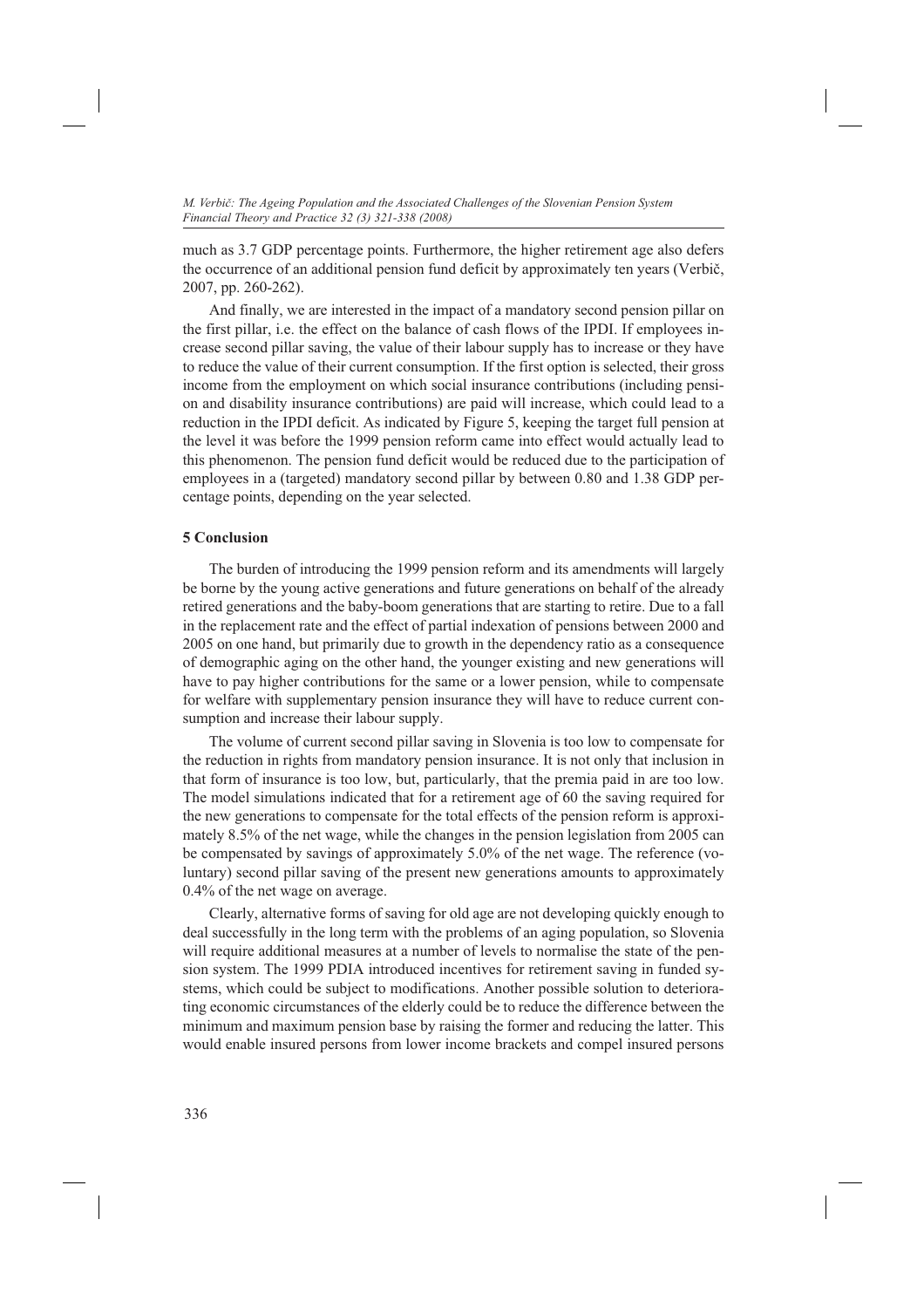much as 3.7 GDP percentage points. Furthermore, the higher retirement age also defers the occurrence of an additional pension fund deficit by approximately ten years (Verbič, 2007, pp. 260-262).

And finally, we are interested in the impact of a mandatory second pension pillar on the first pillar, i.e. the effect on the balance of cash flows of the IPDI. If employees increase second pillar saving, the value of their labour supply has to increase or they have to reduce the value of their current consumption. If the first option is selected, their gross income from the employment on which social insurance contributions (including pension and disability insurance contributions) are paid will increase, which could lead to a reduction in the IPDI deficit. As indicated by Figure 5, keeping the target full pension at the level it was before the 1999 pension reform came into effect would actually lead to this phenomenon. The pension fund deficit would be reduced due to the participation of employees in a (targeted) mandatory second pillar by between 0.80 and 1.38 GDP percentage points, depending on the year selected.

## 5 Conclusion

The burden of introducing the 1999 pension reform and its amendments will largely be borne by the young active generations and future generations on behalf of the already retired generations and the baby-boom generations that are starting to retire. Due to a fall in the replacement rate and the effect of partial indexation of pensions between 2000 and 2005 on one hand, but primarily due to growth in the dependency ratio as a consequence of demographic aging on the other hand, the younger existing and new generations will have to pay higher contributions for the same or a lower pension, while to compensate for welfare with supplementary pension insurance they will have to reduce current consumption and increase their labour supply.

The volume of current second pillar saving in Slovenia is too low to compensate for the reduction in rights from mandatory pension insurance. It is not only that inclusion in that form of insurance is too low, but, particularly, that the premia paid in are too low. The model simulations indicated that for a retirement age of 60 the saving required for the new generations to compensate for the total effects of the pension reform is approximately 8.5% of the net wage, while the changes in the pension legislation from 2005 can be compensated by savings of approximately 5.0% of the net wage. The reference (voluntary) second pillar saving of the present new generations amounts to approximately 0.4% of the net wage on average.

Clearly, alternative forms of saving for old age are not developing quickly enough to deal successfully in the long term with the problems of an aging population, so Slovenia will require additional measures at a number of levels to normalise the state of the pension system. The 1999 PDIA introduced incentives for retirement saving in funded systems, which could be subject to modifications. Another possible solution to deteriorating economic circumstances of the elderly could be to reduce the difference between the minimum and maximum pension base by raising the former and reducing the latter. This would enable insured persons from lower income brackets and compel insured persons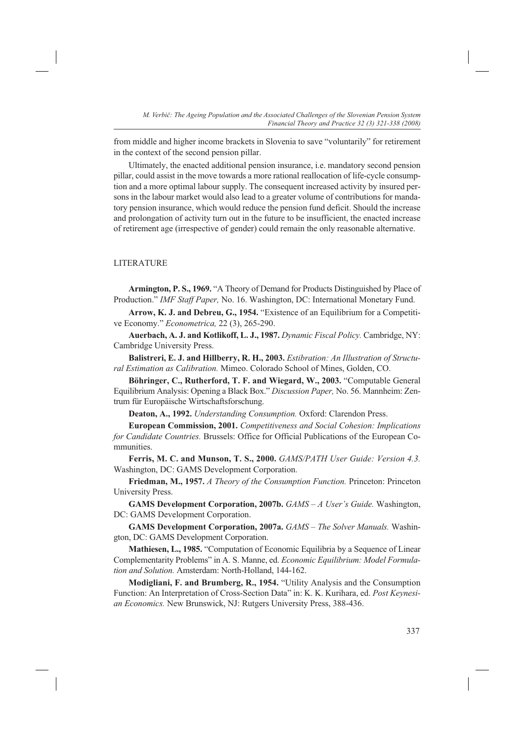from middle and higher income brackets in Slovenia to save "voluntarily" for retirement in the context of the second pension pillar.

Ultimately, the enacted additional pension insurance, i.e. mandatory second pension pillar, could assist in the move towards a more rational reallocation of life-cycle consumption and a more optimal labour supply. The consequent increased activity by insured persons in the labour market would also lead to a greater volume of contributions for mandatory pension insurance, which would reduce the pension fund deficit. Should the increase and prolongation of activity turn out in the future to be insufficient, the enacted increase of retirement age (irrespective of gender) could remain the only reasonable alternative.

## LITERATURE

**Armington, P. S., 1969.** "A Theory of Demand for Products Distinguished by Place of Production." *IMF Staff Paper,* No. 16. Washington, DC: International Monetary Fund.

**Arrow, K. J. and Debreu, G., 1954.** "Existence of an Equilibrium for a Competitive Economy." *Econometrica,* 22 (3), 265-290.

**Auerbach, A. J. and Kotlikoff, L. J., 1987.** *Dynamic Fiscal Policy.* Cambridge, NY: Cambridge University Press.

**Balistreri, E. J. and Hillberry, R. H., 2003.** *Estibration: An Illustration of Structural Estimation as Calibration.* Mimeo. Colorado School of Mines, Golden, CO.

**Böhringer, C., Rutherford, T. F. and Wiegard, W., 2003.** "Computable General Equilibrium Analysis: Opening a Black Box." *Discussion Paper,* No. 56. Mannheim: Zentrum für Europäische Wirtschaftsforschung.

**Deaton, A., 1992.** *Understanding Consumption.* Oxford: Clarendon Press.

**European Commission, 2001.** *Competitiveness and Social Cohesion: Implications for Candidate Countries.* Brussels: Office for Official Publications of the European Communities.

**Ferris, M. C. and Munson, T. S., 2000.** *GAMS/PATH User Guide: Version 4.3.* Washington, DC: GAMS Development Corporation.

**Friedman, M., 1957.** *A Theory of the Consumption Function.* Princeton: Princeton University Press.

**GAMS Development Corporation, 2007b.** *GAMS – A User's Guide.* Washington, DC: GAMS Development Corporation.

**GAMS Development Corporation, 2007a.** *GAMS – The Solver Manuals.* Washington, DC: GAMS Development Corporation.

**Mathiesen, L., 1985.** "Computation of Economic Equilibria by a Sequence of Linear Complementarity Problems" in A. S. Manne, ed. *Economic Equilibrium: Model Formulation and Solution.* Amsterdam: North-Holland, 144-162.

**Modigliani, F. and Brumberg, R., 1954.** "Utility Analysis and the Consumption Function: An Interpretation of Cross-Section Data" in: K. K. Kurihara, ed. *Post Keynesian Economics.* New Brunswick, NJ: Rutgers University Press, 388-436.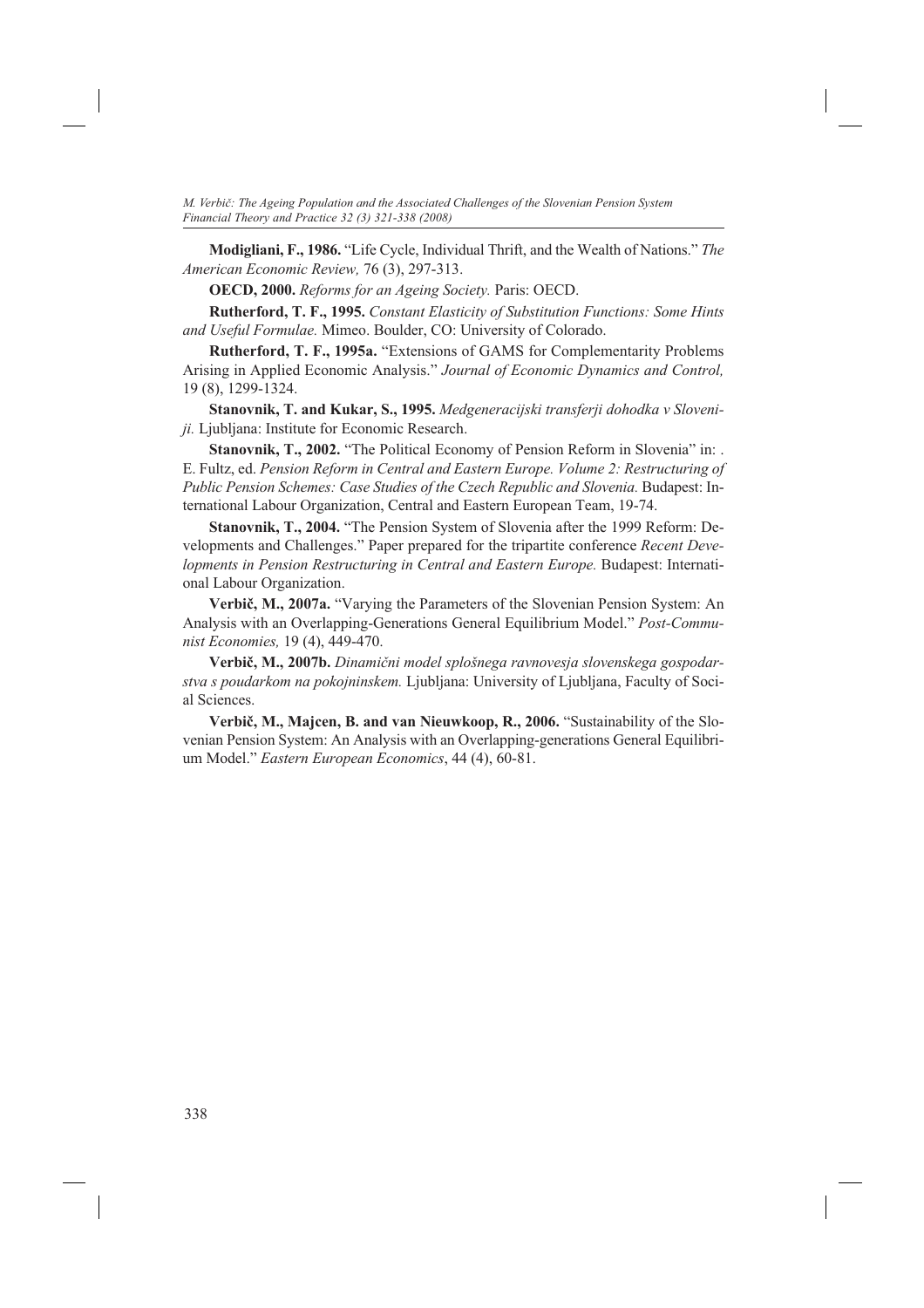**Modigliani, F., 1986.** "Life Cycle, Individual Thrift, and the Wealth of Nations." *The American Economic Review,* 76 (3), 297-313.

**OECD, 2000.** *Reforms for an Ageing Society.* Paris: OECD.

**Rutherford, T. F., 1995.** *Constant Elasticity of Substitution Functions: Some Hints and Useful Formulae.* Mimeo. Boulder, CO: University of Colorado.

**Rutherford, T. F., 1995a.** "Extensions of GAMS for Complementarity Problems Arising in Applied Economic Analysis." *Journal of Economic Dynamics and Control,* 19 (8), 1299-1324.

**Stanovnik, T. and Kukar, S., 1995.** *Medgeneracijski transferji dohodka v Sloveniji.* Ljubljana: Institute for Economic Research.

**Stanovnik, T., 2002.** "The Political Economy of Pension Reform in Slovenia" in: . E. Fultz, ed. *Pension Reform in Central and Eastern Europe. Volume 2: Restructuring of Public Pension Schemes: Case Studies of the Czech Republic and Slovenia.* Budapest: International Labour Organization, Central and Eastern European Team, 19-74.

**Stanovnik, T., 2004.** "The Pension System of Slovenia after the 1999 Reform: Developments and Challenges." Paper prepared for the tripartite conference *Recent Developments in Pension Restructuring in Central and Eastern Europe.* Budapest: International Labour Organization.

**Verbič, M., 2007a.** "Varying the Parameters of the Slovenian Pension System: An Analysis with an Overlapping-Generations General Equilibrium Model." *Post-Communist Economies,* 19 (4), 449-470.

**Verbič, M., 2007b.** *Dinamični model splošnega ravnovesja slovenskega gospodarstva s poudarkom na pokojninskem.* Ljubljana: University of Ljubljana, Faculty of Social Sciences.

**Verbič, M., Majcen, B. and van Nieuwkoop, R., 2006.** "Sustainability of the Slovenian Pension System: An Analysis with an Overlapping-generations General Equilibrium Model." *Eastern European Economics*, 44 (4), 60-81.